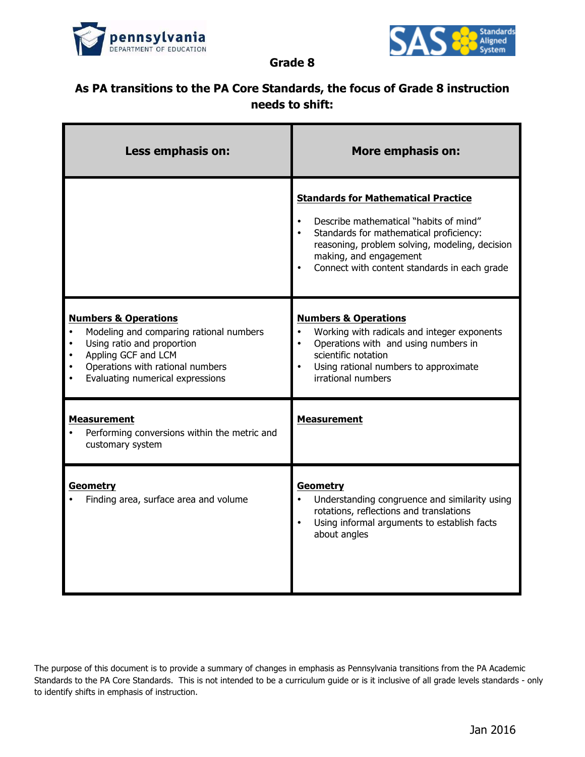# Grade 8

## As PA transitions to the PA Core Standards, the focus of Grade 8 instruction needs to shift:

| Less emphasis on: | More emphasis on: |
|---|---|
| | **Standards for Mathematical Practice**<br><br>• Describe mathematical "habits of mind"<br>• Standards for mathematical proficiency: reasoning, problem solving, modeling, decision making, and engagement<br>• Connect with content standards in each grade |
| **Numbers & Operations**<br>• Modeling and comparing rational numbers<br>• Using ratio and proportion<br>• Appling GCF and LCM<br>• Operations with rational numbers<br>• Evaluating numerical expressions | **Numbers & Operations**<br>• Working with radicals and integer exponents<br>• Operations with and using numbers in scientific notation<br>• Using rational numbers to approximate irrational numbers |
| **Measurement**<br>• Performing conversions within the metric and customary system | **Measurement** |
| **Geometry**<br>• Finding area, surface area and volume | **Geometry**<br>• Understanding congruence and similarity using rotations, reflections and translations<br>• Using informal arguments to establish facts about angles |

The purpose of this document is to provide a summary of changes in emphasis as Pennsylvania transitions from the PA Academic Standards to the PA Core Standards. This is not intended to be a curriculum guide or is it inclusive of all grade levels standards - only to identify shifts in emphasis of instruction.

Jan 2016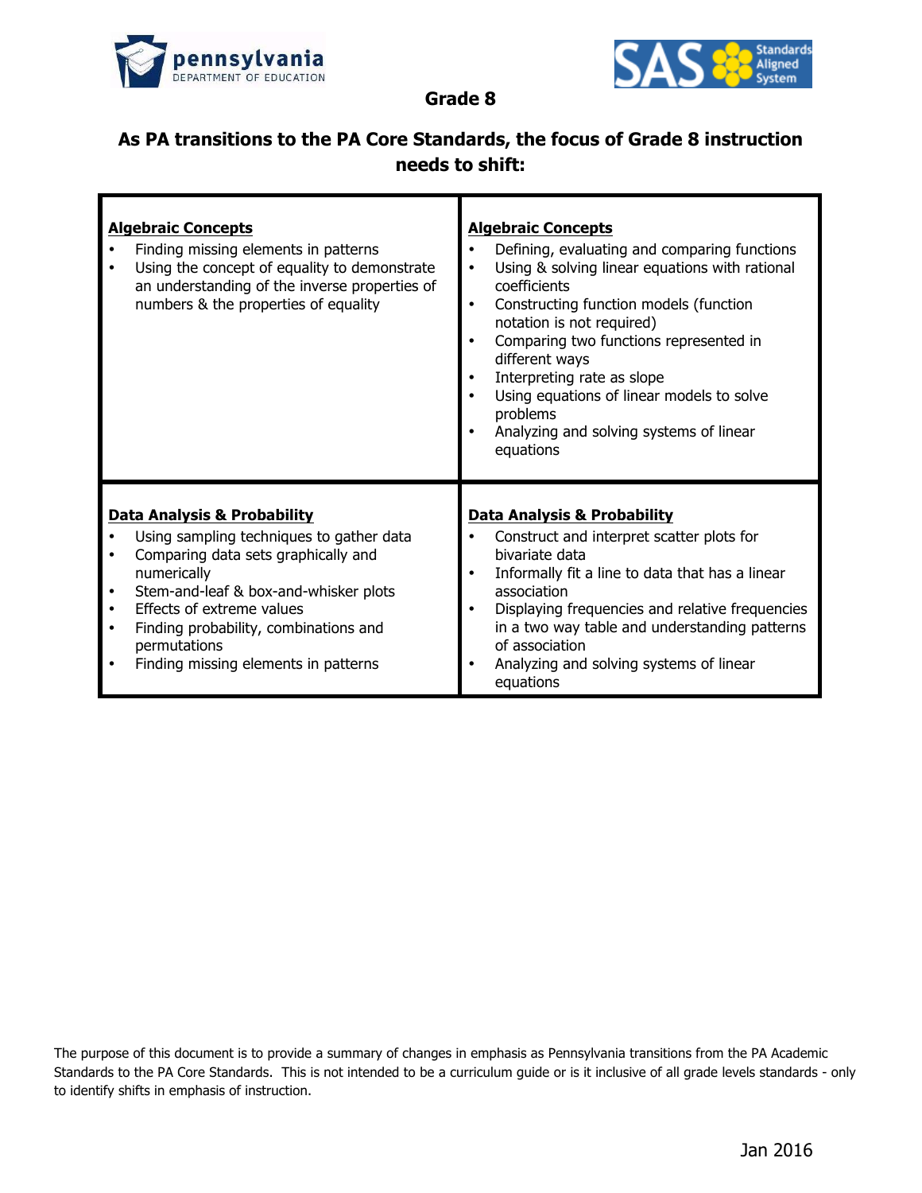## Grade 8

### As PA transitions to the PA Core Standards, the focus of Grade 8 instruction needs to shift:

| | |
|---|---|
| **Algebraic Concepts**<br>• Finding missing elements in patterns<br>• Using the concept of equality to demonstrate an understanding of the inverse properties of numbers & the properties of equality | **Algebraic Concepts**<br>• Defining, evaluating and comparing functions<br>• Using & solving linear equations with rational coefficients<br>• Constructing function models (function notation is not required)<br>• Comparing two functions represented in different ways<br>• Interpreting rate as slope<br>• Using equations of linear models to solve problems<br>• Analyzing and solving systems of linear equations |
| **Data Analysis & Probability**<br>• Using sampling techniques to gather data<br>• Comparing data sets graphically and numerically<br>• Stem-and-leaf & box-and-whisker plots<br>• Effects of extreme values<br>• Finding probability, combinations and permutations<br>• Finding missing elements in patterns | **Data Analysis & Probability**<br>• Construct and interpret scatter plots for bivariate data<br>• Informally fit a line to data that has a linear association<br>• Displaying frequencies and relative frequencies in a two way table and understanding patterns of association<br>• Analyzing and solving systems of linear equations |

The purpose of this document is to provide a summary of changes in emphasis as Pennsylvania transitions from the PA Academic Standards to the PA Core Standards. This is not intended to be a curriculum guide or is it inclusive of all grade levels standards - only to identify shifts in emphasis of instruction.

Jan 2016